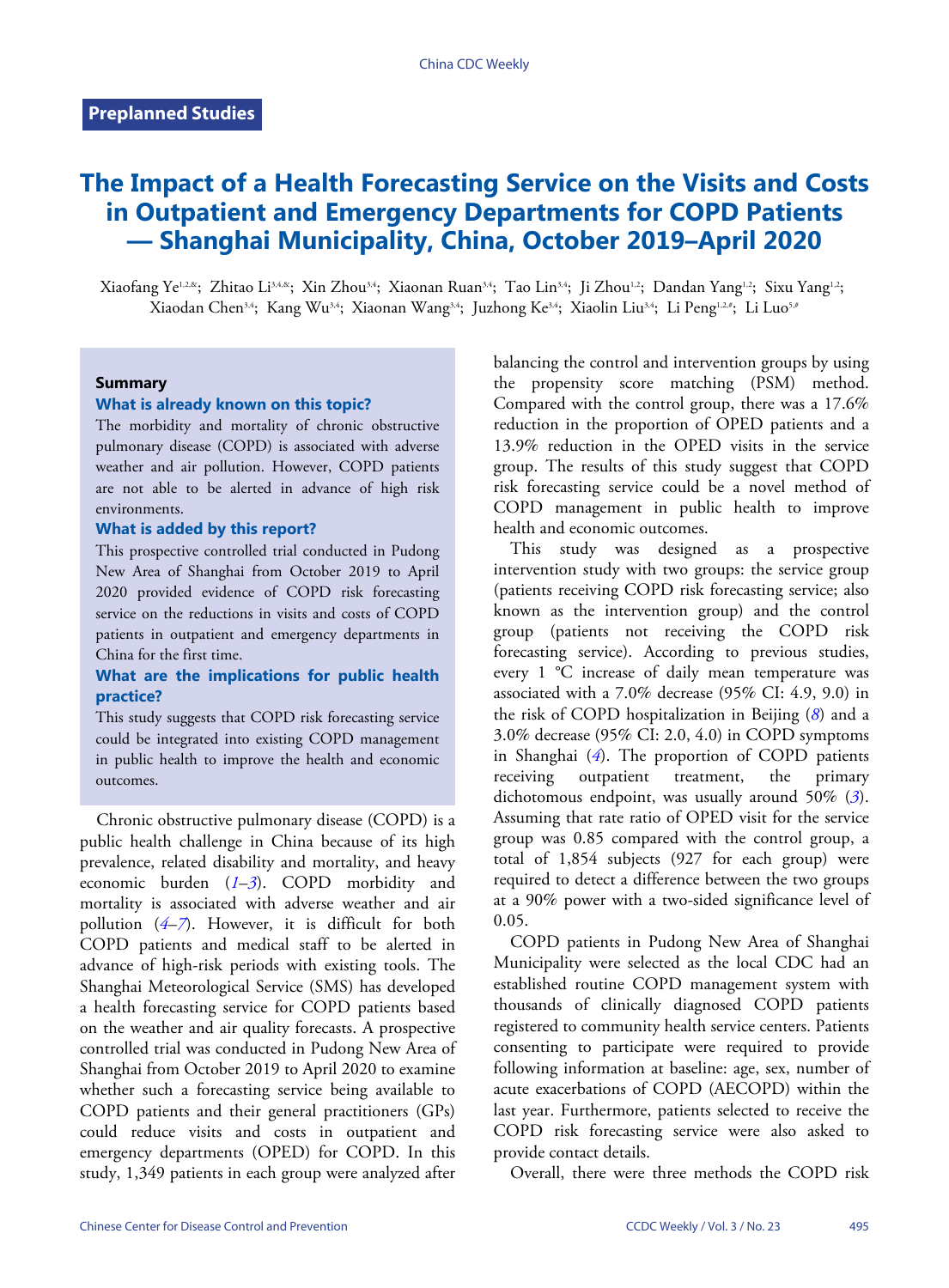**Preplanned Studies**

# The Impact of a Health Forecasting Service on the Visits and Costs in Outpatient and Emergency Departments for COPD Patients — Shanghai Municipality, China, October 2019–April 2020

Xiaofang Ye[1,2,&]; Zhitao Li[3,4,&]; Xin Zhou[3,4]; Xiaonan Ruan[3,4]; Tao Lin[3,4]; Ji Zhou[1,2]; Dandan Yang[1,2]; Sixu Yang[1,2]; Xiaodan Chen[3,4]; Kang Wu[3,4]; Xiaonan Wang[3,4]; Juzhong Ke[3,4]; Xiaolin Liu[3,4]; Li Peng[1,2,#]; Li Luo[5,#]

### Summary

**What is already known on this topic?**

The morbidity and mortality of chronic obstructive pulmonary disease (COPD) is associated with adverse weather and air pollution. However, COPD patients are not able to be alerted in advance of high risk environments.

**What is added by this report?**

This prospective controlled trial conducted in Pudong New Area of Shanghai from October 2019 to April 2020 provided evidence of COPD risk forecasting service on the reductions in visits and costs of COPD patients in outpatient and emergency departments in China for the first time.

**What are the implications for public health practice?**

This study suggests that COPD risk forecasting service could be integrated into existing COPD management in public health to improve the health and economic outcomes.

Chronic obstructive pulmonary disease (COPD) is a public health challenge in China because of its high prevalence, related disability and mortality, and heavy economic burden (*1*–*3*). COPD morbidity and mortality is associated with adverse weather and air pollution (*4*–*7*). However, it is difficult for both COPD patients and medical staff to be alerted in advance of high-risk periods with existing tools. The Shanghai Meteorological Service (SMS) has developed a health forecasting service for COPD patients based on the weather and air quality forecasts. A prospective controlled trial was conducted in Pudong New Area of Shanghai from October 2019 to April 2020 to examine whether such a forecasting service being available to COPD patients and their general practitioners (GPs) could reduce visits and costs in outpatient and emergency departments (OPED) for COPD. In this study, 1,349 patients in each group were analyzed after balancing the control and intervention groups by using the propensity score matching (PSM) method. Compared with the control group, there was a 17.6% reduction in the proportion of OPED patients and a 13.9% reduction in the OPED visits in the service group. The results of this study suggest that COPD risk forecasting service could be a novel method of COPD management in public health to improve health and economic outcomes.

This study was designed as a prospective intervention study with two groups: the service group (patients receiving COPD risk forecasting service; also known as the intervention group) and the control group (patients not receiving the COPD risk forecasting service). According to previous studies, every 1 °C increase of daily mean temperature was associated with a 7.0% decrease (95% CI: 4.9, 9.0) in the risk of COPD hospitalization in Beijing (*8*) and a 3.0% decrease (95% CI: 2.0, 4.0) in COPD symptoms in Shanghai (*4*). The proportion of COPD patients receiving outpatient treatment, the primary dichotomous endpoint, was usually around 50% (*3*). Assuming that rate ratio of OPED visit for the service group was 0.85 compared with the control group, a total of 1,854 subjects (927 for each group) were required to detect a difference between the two groups at a 90% power with a two-sided significance level of 0.05.

COPD patients in Pudong New Area of Shanghai Municipality were selected as the local CDC had an established routine COPD management system with thousands of clinically diagnosed COPD patients registered to community health service centers. Patients consenting to participate were required to provide following information at baseline: age, sex, number of acute exacerbations of COPD (AECOPD) within the last year. Furthermore, patients selected to receive the COPD risk forecasting service were also asked to provide contact details.

Overall, there were three methods the COPD risk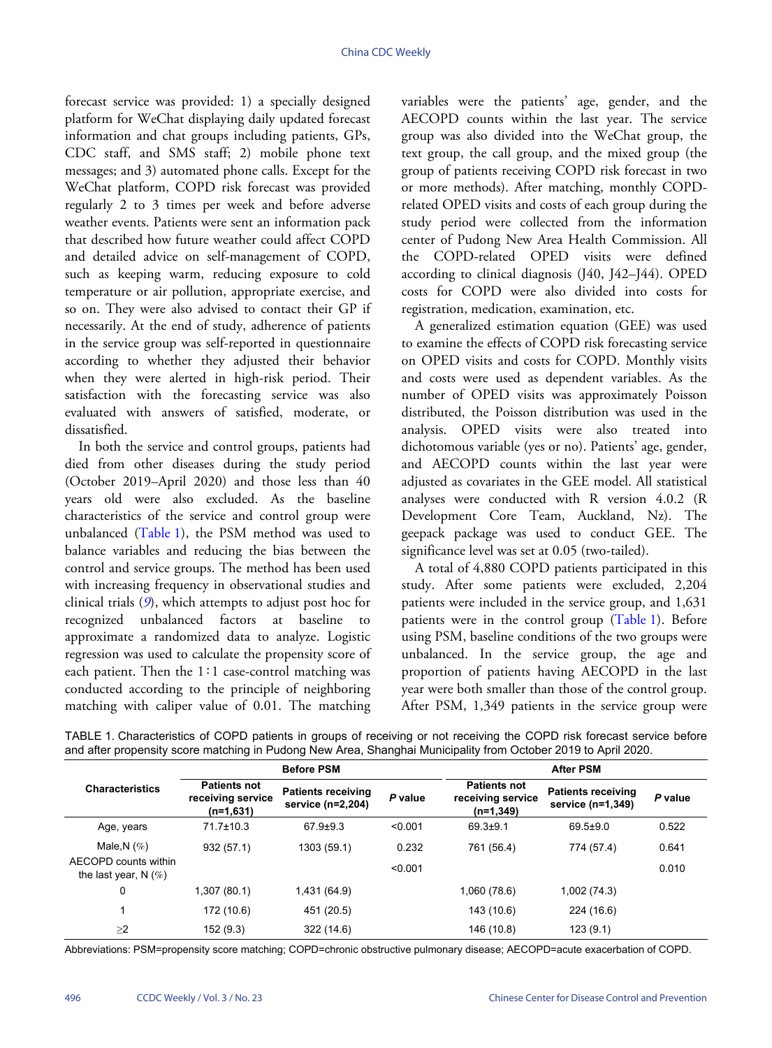forecast service was provided: 1) a specially designed platform for WeChat displaying daily updated forecast information and chat groups including patients, GPs, CDC staff, and SMS staff; 2) mobile phone text messages; and 3) automated phone calls. Except for the WeChat platform, COPD risk forecast was provided regularly 2 to 3 times per week and before adverse weather events. Patients were sent an information pack that described how future weather could affect COPD and detailed advice on self-management of COPD, such as keeping warm, reducing exposure to cold temperature or air pollution, appropriate exercise, and so on. They were also advised to contact their GP if necessarily. At the end of study, adherence of patients in the service group was self-reported in questionnaire according to whether they adjusted their behavior when they were alerted in high-risk period. Their satisfaction with the forecasting service was also evaluated with answers of satisfied, moderate, or dissatisfied.

In both the service and control groups, patients had died from other diseases during the study period (October 2019–April 2020) and those less than 40 years old were also excluded. As the baseline characteristics of the service and control group were unbalanced (Table 1), the PSM method was used to balance variables and reducing the bias between the control and service groups. The method has been used with increasing frequency in observational studies and clinical trials (*9*), which attempts to adjust post hoc for recognized unbalanced factors at baseline to approximate a randomized data to analyze. Logistic regression was used to calculate the propensity score of each patient. Then the 1∶1 case-control matching was conducted according to the principle of neighboring matching with caliper value of 0.01. The matching variables were the patients' age, gender, and the AECOPD counts within the last year. The service group was also divided into the WeChat group, the text group, the call group, and the mixed group (the group of patients receiving COPD risk forecast in two or more methods). After matching, monthly COPD-related OPED visits and costs of each group during the study period were collected from the information center of Pudong New Area Health Commission. All the COPD-related OPED visits were defined according to clinical diagnosis (J40, J42–J44). OPED costs for COPD were also divided into costs for registration, medication, examination, etc.

A generalized estimation equation (GEE) was used to examine the effects of COPD risk forecasting service on OPED visits and costs for COPD. Monthly visits and costs were used as dependent variables. As the number of OPED visits was approximately Poisson distributed, the Poisson distribution was used in the analysis. OPED visits were also treated into dichotomous variable (yes or no). Patients' age, gender, and AECOPD counts within the last year were adjusted as covariates in the GEE model. All statistical analyses were conducted with R version 4.0.2 (R Development Core Team, Auckland, Nz). The geepack package was used to conduct GEE. The significance level was set at 0.05 (two-tailed).

A total of 4,880 COPD patients participated in this study. After some patients were excluded, 2,204 patients were included in the service group, and 1,631 patients were in the control group (Table 1). Before using PSM, baseline conditions of the two groups were unbalanced. In the service group, the age and proportion of patients having AECOPD in the last year were both smaller than those of the control group. After PSM, 1,349 patients in the service group were

TABLE 1. Characteristics of COPD patients in groups of receiving or not receiving the COPD risk forecast service before and after propensity score matching in Pudong New Area, Shanghai Municipality from October 2019 to April 2020.

| Characteristics | Before PSM | | | After PSM | | |
|---|---|---|---|---|---|---|
| | Patients not receiving service (n=1,631) | Patients receiving service (n=2,204) | *P* value | Patients not receiving service (n=1,349) | Patients receiving service (n=1,349) | *P* value |
| Age, years | 71.7±10.3 | 67.9±9.3 | <0.001 | 69.3±9.1 | 69.5±9.0 | 0.522 |
| Male,N (%) | 932 (57.1) | 1303 (59.1) | 0.232 | 761 (56.4) | 774 (57.4) | 0.641 |
| AECOPD counts within the last year, N (%) | | | <0.001 | | | 0.010 |
| 0 | 1,307 (80.1) | 1,431 (64.9) | | 1,060 (78.6) | 1,002 (74.3) | |
| 1 | 172 (10.6) | 451 (20.5) | | 143 (10.6) | 224 (16.6) | |
| ≥2 | 152 (9.3) | 322 (14.6) | | 146 (10.8) | 123 (9.1) | |

Abbreviations: PSM=propensity score matching; COPD=chronic obstructive pulmonary disease; AECOPD=acute exacerbation of COPD.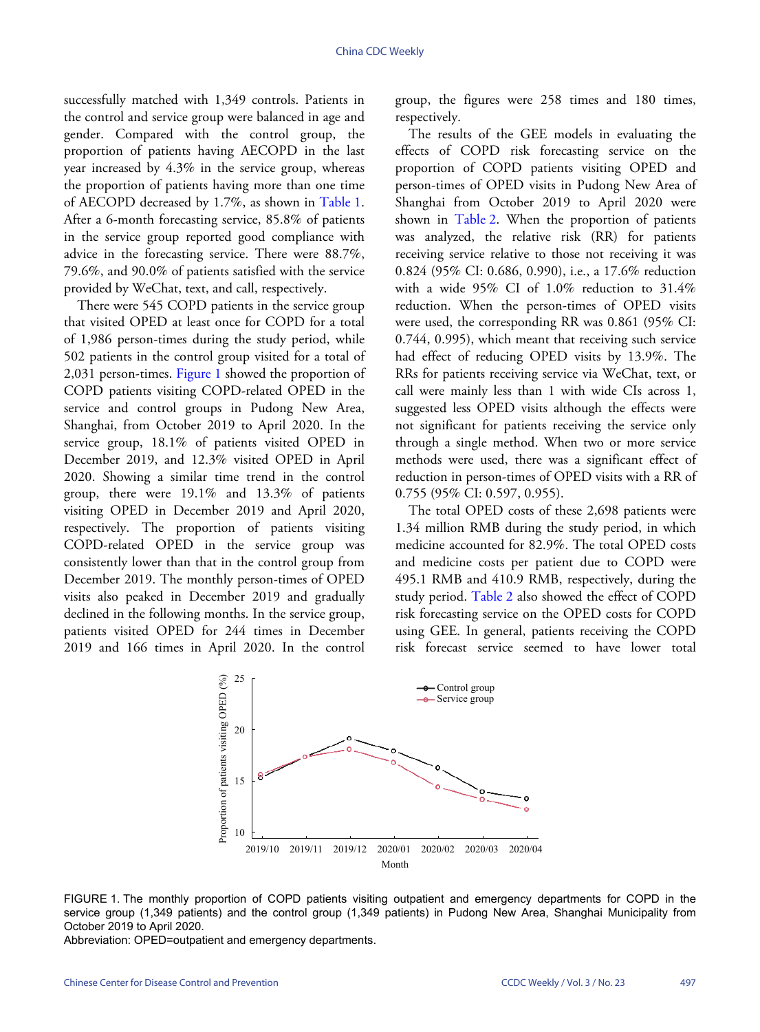successfully matched with 1,349 controls. Patients in the control and service group were balanced in age and gender. Compared with the control group, the proportion of patients having AECOPD in the last year increased by 4.3% in the service group, whereas the proportion of patients having more than one time of AECOPD decreased by 1.7%, as shown in Table 1. After a 6-month forecasting service, 85.8% of patients in the service group reported good compliance with advice in the forecasting service. There were 88.7%, 79.6%, and 90.0% of patients satisfied with the service provided by WeChat, text, and call, respectively.

There were 545 COPD patients in the service group that visited OPED at least once for COPD for a total of 1,986 person-times during the study period, while 502 patients in the control group visited for a total of 2,031 person-times. Figure 1 showed the proportion of COPD patients visiting COPD-related OPED in the service and control groups in Pudong New Area, Shanghai, from October 2019 to April 2020. In the service group, 18.1% of patients visited OPED in December 2019, and 12.3% visited OPED in April 2020. Showing a similar time trend in the control group, there were 19.1% and 13.3% of patients visiting OPED in December 2019 and April 2020, respectively. The proportion of patients visiting COPD-related OPED in the service group was consistently lower than that in the control group from December 2019. The monthly person-times of OPED visits also peaked in December 2019 and gradually declined in the following months. In the service group, patients visited OPED for 244 times in December 2019 and 166 times in April 2020. In the control group, the figures were 258 times and 180 times, respectively.

The results of the GEE models in evaluating the effects of COPD risk forecasting service on the proportion of COPD patients visiting OPED and person-times of OPED visits in Pudong New Area of Shanghai from October 2019 to April 2020 were shown in Table 2. When the proportion of patients was analyzed, the relative risk (RR) for patients receiving service relative to those not receiving it was 0.824 (95% CI: 0.686, 0.990), i.e., a 17.6% reduction with a wide 95% CI of 1.0% reduction to 31.4% reduction. When the person-times of OPED visits were used, the corresponding RR was 0.861 (95% CI: 0.744, 0.995), which meant that receiving such service had effect of reducing OPED visits by 13.9%. The RRs for patients receiving service via WeChat, text, or call were mainly less than 1 with wide CIs across 1, suggested less OPED visits although the effects were not significant for patients receiving the service only through a single method. When two or more service methods were used, there was a significant effect of reduction in person-times of OPED visits with a RR of 0.755 (95% CI: 0.597, 0.955).

The total OPED costs of these 2,698 patients were 1.34 million RMB during the study period, in which medicine accounted for 82.9%. The total OPED costs and medicine costs per patient due to COPD were 495.1 RMB and 410.9 RMB, respectively, during the study period. Table 2 also showed the effect of COPD risk forecasting service on the OPED costs for COPD using GEE. In general, patients receiving the COPD risk forecast service seemed to have lower total

FIGURE 1. The monthly proportion of COPD patients visiting outpatient and emergency departments for COPD in the service group (1,349 patients) and the control group (1,349 patients) in Pudong New Area, Shanghai Municipality from October 2019 to April 2020.

Abbreviation: OPED=outpatient and emergency departments.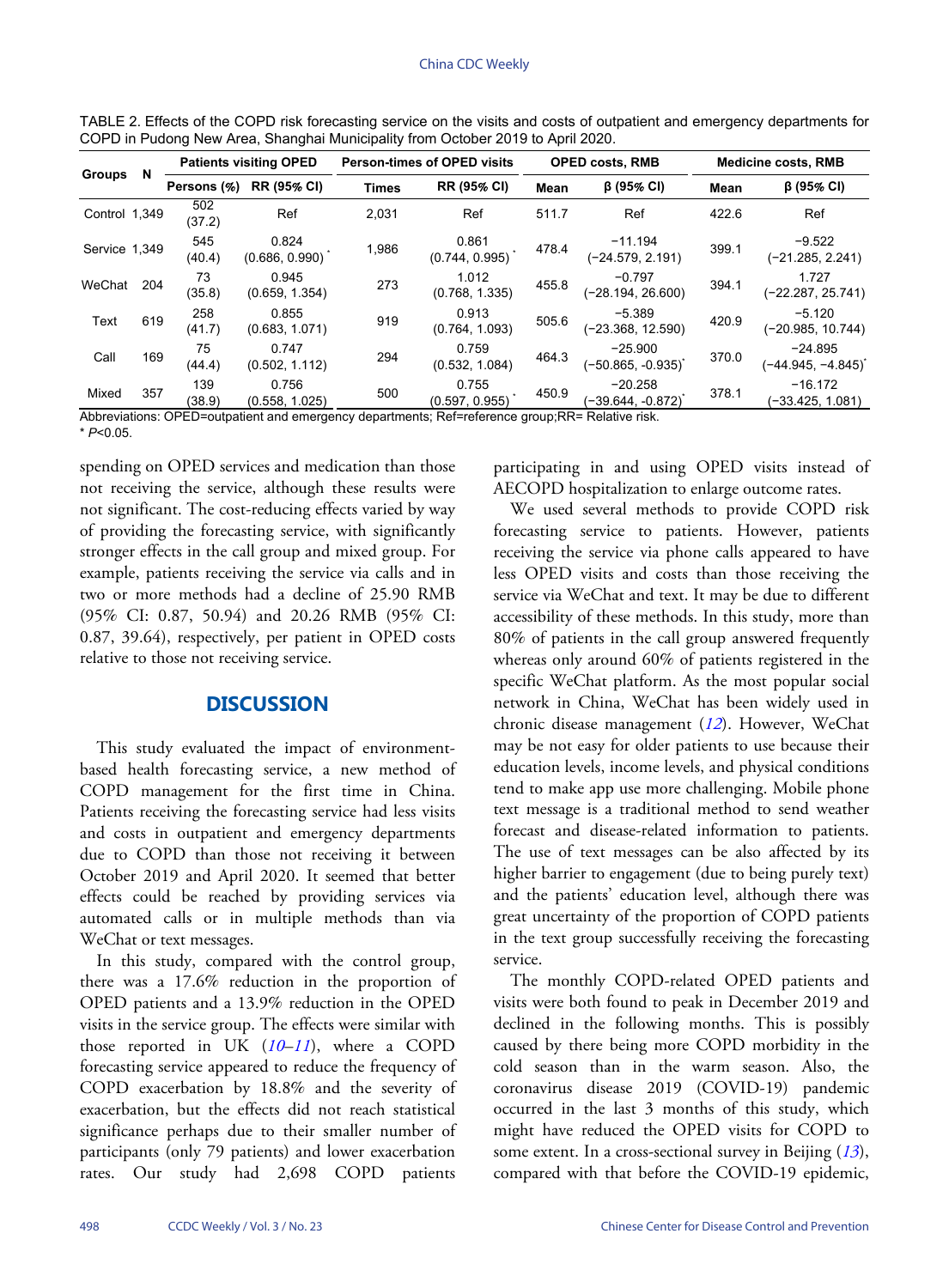TABLE 2. Effects of the COPD risk forecasting service on the visits and costs of outpatient and emergency departments for COPD in Pudong New Area, Shanghai Municipality from October 2019 to April 2020.

| Groups | N | Patients visiting OPED | | Person-times of OPED visits | | OPED costs, RMB | | Medicine costs, RMB | |
|---|---|---|---|---|---|---|---|---|---|
| | | Persons (%) | RR (95% CI) | Times | RR (95% CI) | Mean | β (95% CI) | Mean | β (95% CI) |
| Control | 1,349 | 502 (37.2) | Ref | 2,031 | Ref | 511.7 | Ref | 422.6 | Ref |
| Service | 1,349 | 545 (40.4) | 0.824 (0.686, 0.990)* | 1,986 | 0.861 (0.744, 0.995)* | 478.4 | −11.194 (−24.579, 2.191) | 399.1 | −9.522 (−21.285, 2.241) |
| WeChat | 204 | 73 (35.8) | 0.945 (0.659, 1.354) | 273 | 1.012 (0.768, 1.335) | 455.8 | −0.797 (−28.194, 26.600) | 394.1 | 1.727 (−22.287, 25.741) |
| Text | 619 | 258 (41.7) | 0.855 (0.683, 1.071) | 919 | 0.913 (0.764, 1.093) | 505.6 | −5.389 (−23.368, 12.590) | 420.9 | −5.120 (−20.985, 10.744) |
| Call | 169 | 75 (44.4) | 0.747 (0.502, 1.112) | 294 | 0.759 (0.532, 1.084) | 464.3 | −25.900 (−50.865, -0.935)* | 370.0 | −24.895 (−44.945, −4.845)* |
| Mixed | 357 | 139 (38.9) | 0.756 (0.558, 1.025) | 500 | 0.755 (0.597, 0.955)* | 450.9 | −20.258 (−39.644, -0.872)* | 378.1 | −16.172 (−33.425, 1.081) |

Abbreviations: OPED=outpatient and emergency departments; Ref=reference group;RR= Relative risk.
* $P$<0.05.

spending on OPED services and medication than those not receiving the service, although these results were not significant. The cost-reducing effects varied by way of providing the forecasting service, with significantly stronger effects in the call group and mixed group. For example, patients receiving the service via calls and in two or more methods had a decline of 25.90 RMB (95% CI: 0.87, 50.94) and 20.26 RMB (95% CI: 0.87, 39.64), respectively, per patient in OPED costs relative to those not receiving service.

## DISCUSSION

This study evaluated the impact of environment-based health forecasting service, a new method of COPD management for the first time in China. Patients receiving the forecasting service had less visits and costs in outpatient and emergency departments due to COPD than those not receiving it between October 2019 and April 2020. It seemed that better effects could be reached by providing services via automated calls or in multiple methods than via WeChat or text messages.

In this study, compared with the control group, there was a 17.6% reduction in the proportion of OPED patients and a 13.9% reduction in the OPED visits in the service group. The effects were similar with those reported in UK (*10–11*), where a COPD forecasting service appeared to reduce the frequency of COPD exacerbation by 18.8% and the severity of exacerbation, but the effects did not reach statistical significance perhaps due to their smaller number of participants (only 79 patients) and lower exacerbation rates. Our study had 2,698 COPD patients participating in and using OPED visits instead of AECOPD hospitalization to enlarge outcome rates.

We used several methods to provide COPD risk forecasting service to patients. However, patients receiving the service via phone calls appeared to have less OPED visits and costs than those receiving the service via WeChat and text. It may be due to different accessibility of these methods. In this study, more than 80% of patients in the call group answered frequently whereas only around 60% of patients registered in the specific WeChat platform. As the most popular social network in China, WeChat has been widely used in chronic disease management (*12*). However, WeChat may be not easy for older patients to use because their education levels, income levels, and physical conditions tend to make app use more challenging. Mobile phone text message is a traditional method to send weather forecast and disease-related information to patients. The use of text messages can be also affected by its higher barrier to engagement (due to being purely text) and the patients' education level, although there was great uncertainty of the proportion of COPD patients in the text group successfully receiving the forecasting service.

The monthly COPD-related OPED patients and visits were both found to peak in December 2019 and declined in the following months. This is possibly caused by there being more COPD morbidity in the cold season than in the warm season. Also, the coronavirus disease 2019 (COVID-19) pandemic occurred in the last 3 months of this study, which might have reduced the OPED visits for COPD to some extent. In a cross-sectional survey in Beijing (*13*), compared with that before the COVID-19 epidemic,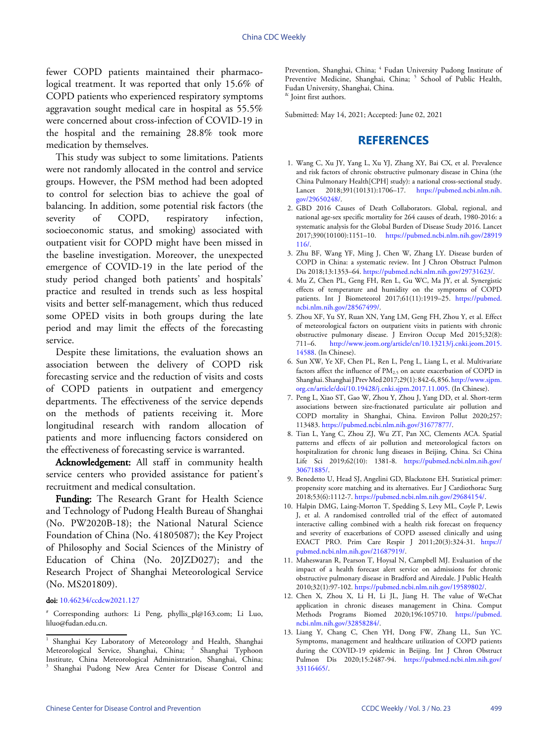fewer COPD patients maintained their pharmacological treatment. It was reported that only 15.6% of COPD patients who experienced respiratory symptoms aggravation sought medical care in hospital as 55.5% were concerned about cross-infection of COVID-19 in the hospital and the remaining 28.8% took more medication by themselves.

This study was subject to some limitations. Patients were not randomly allocated in the control and service groups. However, the PSM method had been adopted to control for selection bias to achieve the goal of balancing. In addition, some potential risk factors (the severity of COPD, respiratory infection, socioeconomic status, and smoking) associated with outpatient visit for COPD might have been missed in the baseline investigation. Moreover, the unexpected emergence of COVID-19 in the late period of the study period changed both patients' and hospitals' practice and resulted in trends such as less hospital visits and better self-management, which thus reduced some OPED visits in both groups during the late period and may limit the effects of the forecasting service.

Despite these limitations, the evaluation shows an association between the delivery of COPD risk forecasting service and the reduction of visits and costs of COPD patients in outpatient and emergency departments. The effectiveness of the service depends on the methods of patients receiving it. More longitudinal research with random allocation of patients and more influencing factors considered on the effectiveness of forecasting service is warranted.

**Acknowledgement:** All staff in community health service centers who provided assistance for patient's recruitment and medical consultation.

**Funding:** The Research Grant for Health Science and Technology of Pudong Health Bureau of Shanghai (No. PW2020B-18); the National Natural Science Foundation of China (No. 41805087); the Key Project of Philosophy and Social Sciences of the Ministry of Education of China (No. 20JZD027); and the Research Project of Shanghai Meteorological Service (No. MS201809).

**doi:** 10.46234/ccdcw2021.127

[#] Corresponding authors: Li Peng, phyllis_pl@163.com; Li Luo, liluo@fudan.edu.cn.

[1] Shanghai Key Laboratory of Meteorology and Health, Shanghai Meteorological Service, Shanghai, China; [2] Shanghai Typhoon Institute, China Meteorological Administration, Shanghai, China; [3] Shanghai Pudong New Area Center for Disease Control and Prevention, Shanghai, China; [4] Fudan University Pudong Institute of Preventive Medicine, Shanghai, China; [5] School of Public Health, Fudan University, Shanghai, China.

[&] Joint first authors.

Submitted: May 14, 2021; Accepted: June 02, 2021

## REFERENCES

1. Wang C, Xu JY, Yang L, Xu YJ, Zhang XY, Bai CX, et al. Prevalence and risk factors of chronic obstructive pulmonary disease in China (the China Pulmonary Health[CPH] study): a national cross-sectional study. Lancet 2018;391(10131):1706–17. https://pubmed.ncbi.nlm.nih.gov/29650248/.
2. GBD 2016 Causes of Death Collaborators. Global, regional, and national age-sex specific mortality for 264 causes of death, 1980-2016: a systematic analysis for the Global Burden of Disease Study 2016. Lancet 2017;390(10100):1151–10. https://pubmed.ncbi.nlm.nih.gov/28919116/.
3. Zhu BF, Wang YF, Ming J, Chen W, Zhang LY. Disease burden of COPD in China: a systematic review. Int J Chron Obstruct Pulmon Dis 2018;13:1353–64. https://pubmed.ncbi.nlm.nih.gov/29731623/.
4. Mu Z, Chen PL, Geng FH, Ren L, Gu WC, Ma JY, et al. Synergistic effects of temperature and humidity on the symptoms of COPD patients. Int J Biometeorol 2017;61(11):1919–25. https://pubmed.ncbi.nlm.nih.gov/28567499/.
5. Zhou XF, Yu SY, Ruan XN, Yang LM, Geng FH, Zhou Y, et al. Effect of meteorological factors on outpatient visits in patients with chronic obstructive pulmonary disease. J Environ Occup Med 2015;32(8): 711–6. http://www.jeom.org/article/cn/10.13213/j.cnki.jeom.2015.14588. (In Chinese).
6. Sun XW, Ye XF, Chen PL, Ren L, Peng L, Liang L, et al. Multivariate factors affect the influence of $PM_{2.5}$ on acute exacerbation of COPD in Shanghai. Shanghai J Prev Med 2017;29(1): 842-6, 856. http://www.sjpm.org.cn/article/doi/10.19428/j.cnki.sjpm.2017.11.005. (In Chinese).
7. Peng L, Xiao ST, Gao W, Zhou Y, Zhou J, Yang DD, et al. Short-term associations between size-fractionated particulate air pollution and COPD mortality in Shanghai, China. Environ Pollut 2020;257: 113483. https://pubmed.ncbi.nlm.nih.gov/31677877/.
8. Tian L, Yang C, Zhou ZJ, Wu ZT, Pan XC, Clements ACA. Spatial patterns and effects of air pollution and meteorological factors on hospitalization for chronic lung diseases in Beijing, China. Sci China Life Sci 2019;62(10): 1381-8. https://pubmed.ncbi.nlm.nih.gov/30671885/.
9. Benedetto U, Head SJ, Angelini GD, Blackstone EH. Statistical primer: propensity score matching and its alternatives. Eur J Cardiothorac Surg 2018;53(6):1112-7. https://pubmed.ncbi.nlm.nih.gov/29684154/.
10. Halpin DMG, Laing-Morton T, Spedding S, Levy ML, Coyle P, Lewis J, et al. A randomised controlled trial of the effect of automated interactive calling combined with a health risk forecast on frequency and severity of exacerbations of COPD assessed clinically and using EXACT PRO. Prim Care Respir J 2011;20(3):324-31. https://pubmed.ncbi.nlm.nih.gov/21687919/.
11. Maheswaran R, Pearson T, Hoysal N, Campbell MJ. Evaluation of the impact of a health forecast alert service on admissions for chronic obstructive pulmonary disease in Bradford and Airedale. J Public Health 2010;32(1):97-102. https://pubmed.ncbi.nlm.nih.gov/19589802/.
12. Chen X, Zhou X, Li H, Li JL, Jiang H. The value of WeChat application in chronic diseases management in China. Comput Methods Programs Biomed 2020;196:105710. https://pubmed.ncbi.nlm.nih.gov/32858284/.
13. Liang Y, Chang C, Chen YH, Dong FW, Zhang LL, Sun YC. Symptoms, management and healthcare utilization of COPD patients during the COVID-19 epidemic in Beijing. Int J Chron Obstruct Pulmon Dis 2020;15:2487-94. https://pubmed.ncbi.nlm.nih.gov/33116465/.